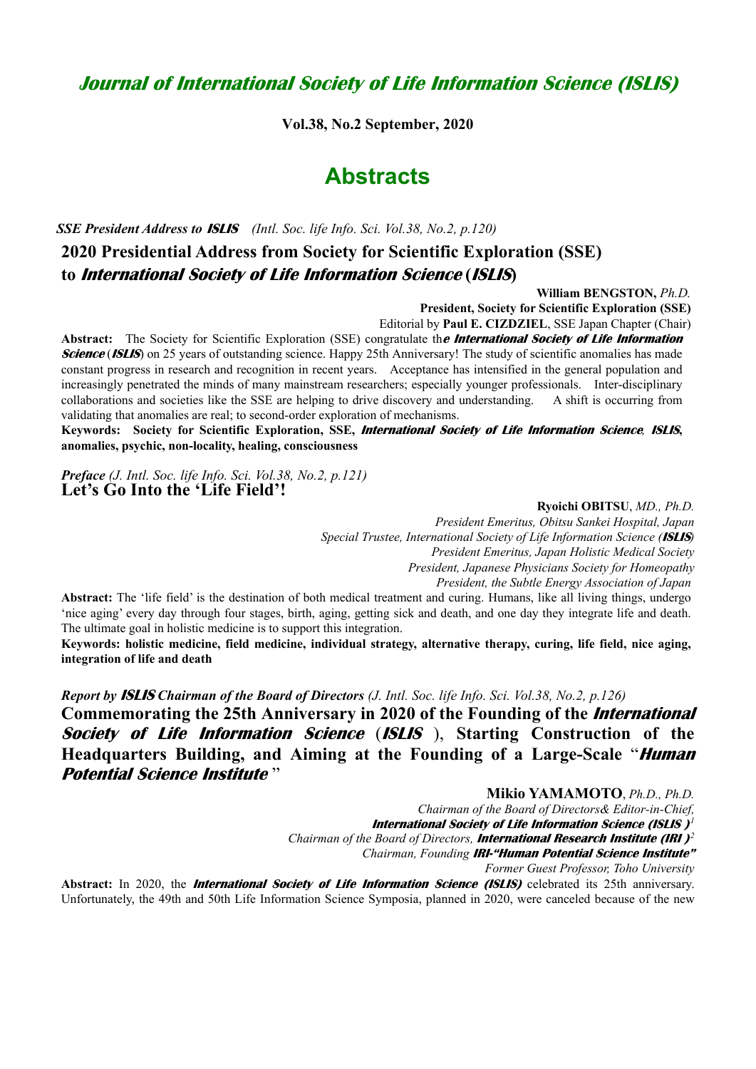# *Journal of International Society of Life Information Science (ISLIS)*

**Vol.38, No.2 September, 2020**

# Abstracts

***SSE President Address to ISLIS*** *(Intl. Soc. life Info. Sci. Vol.38, No.2, p.120)*

## 2020 Presidential Address from Society for Scientific Exploration (SSE) to *International Society of Life Information Science* (*ISLIS*)

**William BENGSTON,** *Ph.D.*
**President, Society for Scientific Exploration (SSE)**
Editorial by **Paul E. CIZDZIEL**, SSE Japan Chapter (Chair)

**Abstract:** The Society for Scientific Exploration (SSE) congratulate th***e International Society of Life Information Science*** (***ISLIS***) on 25 years of outstanding science. Happy 25th Anniversary! The study of scientific anomalies has made constant progress in research and recognition in recent years. Acceptance has intensified in the general population and increasingly penetrated the minds of many mainstream researchers; especially younger professionals. Inter-disciplinary collaborations and societies like the SSE are helping to drive discovery and understanding. A shift is occurring from validating that anomalies are real; to second-order exploration of mechanisms.

**Keywords: Society for Scientific Exploration, SSE, *International Society of Life Information Science*, *ISLIS*, anomalies, psychic, non-locality, healing, consciousness**

***Preface*** *(J. Intl. Soc. life Info. Sci. Vol.38, No.2, p.121)*

## Let's Go Into the 'Life Field'!

**Ryoichi OBITSU**, *MD., Ph.D.*
*President Emeritus, Obitsu Sankei Hospital, Japan*
*Special Trustee, International Society of Life Information Science (**ISLIS**)*
*President Emeritus, Japan Holistic Medical Society*
*President, Japanese Physicians Society for Homeopathy*
*President, the Subtle Energy Association of Japan*

**Abstract:** The 'life field' is the destination of both medical treatment and curing. Humans, like all living things, undergo 'nice aging' every day through four stages, birth, aging, getting sick and death, and one day they integrate life and death. The ultimate goal in holistic medicine is to support this integration.

**Keywords: holistic medicine, field medicine, individual strategy, alternative therapy, curing, life field, nice aging, integration of life and death**

***Report by ISLIS Chairman of the Board of Directors*** *(J. Intl. Soc. life Info. Sci. Vol.38, No.2, p.126)*

## Commemorating the 25th Anniversary in 2020 of the Founding of the *International Society of Life Information Science* (*ISLIS*), Starting Construction of the Headquarters Building, and Aiming at the Founding of a Large-Scale "*Human Potential Science Institute*"

**Mikio YAMAMOTO**, *Ph.D., Ph.D.*
*Chairman of the Board of Directors& Editor-in-Chief,*
***International Society of Life Information Science (ISLIS )***[1]
*Chairman of the Board of Directors,* ***International Research Institute (IRI )***[2]
*Chairman, Founding* ***IRI-"Human Potential Science Institute"***
*Former Guest Professor, Toho University*

**Abstract:** In 2020, the ***International Society of Life Information Science (ISLIS)*** celebrated its 25th anniversary. Unfortunately, the 49th and 50th Life Information Science Symposia, planned in 2020, were canceled because of the new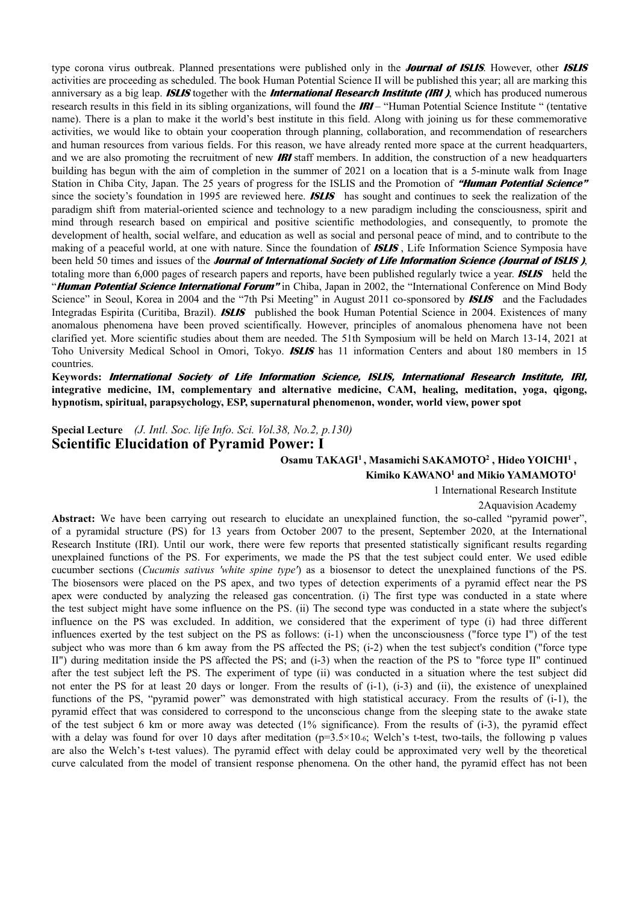type corona virus outbreak. Planned presentations were published only in the ***Journal of ISLIS***. However, other ***ISLIS*** activities are proceeding as scheduled. The book Human Potential Science II will be published this year; all are marking this anniversary as a big leap. ***ISLIS*** together with the ***International Research Institute (IRI )***, which has produced numerous research results in this field in its sibling organizations, will found the ***IRI*** – "Human Potential Science Institute " (tentative name). There is a plan to make it the world's best institute in this field. Along with joining us for these commemorative activities, we would like to obtain your cooperation through planning, collaboration, and recommendation of researchers and human resources from various fields. For this reason, we have already rented more space at the current headquarters, and we are also promoting the recruitment of new ***IRI*** staff members. In addition, the construction of a new headquarters building has begun with the aim of completion in the summer of 2021 on a location that is a 5-minute walk from Inage Station in Chiba City, Japan. The 25 years of progress for the ISLIS and the Promotion of ***"Human Potential Science"*** since the society's foundation in 1995 are reviewed here. ***ISLIS*** has sought and continues to seek the realization of the paradigm shift from material-oriented science and technology to a new paradigm including the consciousness, spirit and mind through research based on empirical and positive scientific methodologies, and consequently, to promote the development of health, social welfare, and education as well as social and personal peace of mind, and to contribute to the making of a peaceful world, at one with nature. Since the foundation of ***ISLIS*** , Life Information Science Symposia have been held 50 times and issues of the ***Journal of International Society of Life Information Science (Journal of ISLIS )***, totaling more than 6,000 pages of research papers and reports, have been published regularly twice a year. ***ISLIS*** held the "***Human Potential Science International Forum"*** in Chiba, Japan in 2002, the "International Conference on Mind Body Science" in Seoul, Korea in 2004 and the "7th Psi Meeting" in August 2011 co-sponsored by ***ISLIS*** and the Facludades Integradas Espirita (Curitiba, Brazil). ***ISLIS*** published the book Human Potential Science in 2004. Existences of many anomalous phenomena have been proved scientifically. However, principles of anomalous phenomena have not been clarified yet. More scientific studies about them are needed. The 51th Symposium will be held on March 13-14, 2021 at Toho University Medical School in Omori, Tokyo. ***ISLIS*** has 11 information Centers and about 180 members in 15 countries.

**Keywords: *International Society of Life Information Science, ISLIS, International Research Institute, IRI,* integrative medicine, IM, complementary and alternative medicine, CAM, healing, meditation, yoga, qigong, hypnotism, spiritual, parapsychology, ESP, supernatural phenomenon, wonder, world view, power spot**

**Special Lecture** *(J. Intl. Soc. life Info. Sci. Vol.38, No.2, p.130)*

## Scientific Elucidation of Pyramid Power: I

**Osamu TAKAGI[1] , Masamichi SAKAMOTO[2] , Hideo YOICHI[1] , Kimiko KAWANO[1] and Mikio YAMAMOTO[1]**

1 International Research Institute

2Aquavision Academy

**Abstract:** We have been carrying out research to elucidate an unexplained function, the so-called "pyramid power", of a pyramidal structure (PS) for 13 years from October 2007 to the present, September 2020, at the International Research Institute (IRI). Until our work, there were few reports that presented statistically significant results regarding unexplained functions of the PS. For experiments, we made the PS that the test subject could enter. We used edible cucumber sections (*Cucumis sativus 'white spine type'*) as a biosensor to detect the unexplained functions of the PS. The biosensors were placed on the PS apex, and two types of detection experiments of a pyramid effect near the PS apex were conducted by analyzing the released gas concentration. (i) The first type was conducted in a state where the test subject might have some influence on the PS. (ii) The second type was conducted in a state where the subject's influence on the PS was excluded. In addition, we considered that the experiment of type (i) had three different influences exerted by the test subject on the PS as follows: (i-1) when the unconsciousness ("force type I") of the test subject who was more than 6 km away from the PS affected the PS; (i-2) when the test subject's condition ("force type II") during meditation inside the PS affected the PS; and (i-3) when the reaction of the PS to "force type II" continued after the test subject left the PS. The experiment of type (ii) was conducted in a situation where the test subject did not enter the PS for at least 20 days or longer. From the results of (i-1), (i-3) and (ii), the existence of unexplained functions of the PS, "pyramid power" was demonstrated with high statistical accuracy. From the results of (i-1), the pyramid effect that was considered to correspond to the unconscious change from the sleeping state to the awake state of the test subject 6 km or more away was detected (1% significance). From the results of (i-3), the pyramid effect with a delay was found for over 10 days after meditation ($p=3.5\times10^{-6}$; Welch's t-test, two-tails, the following p values are also the Welch's t-test values). The pyramid effect with delay could be approximated very well by the theoretical curve calculated from the model of transient response phenomena. On the other hand, the pyramid effect has not been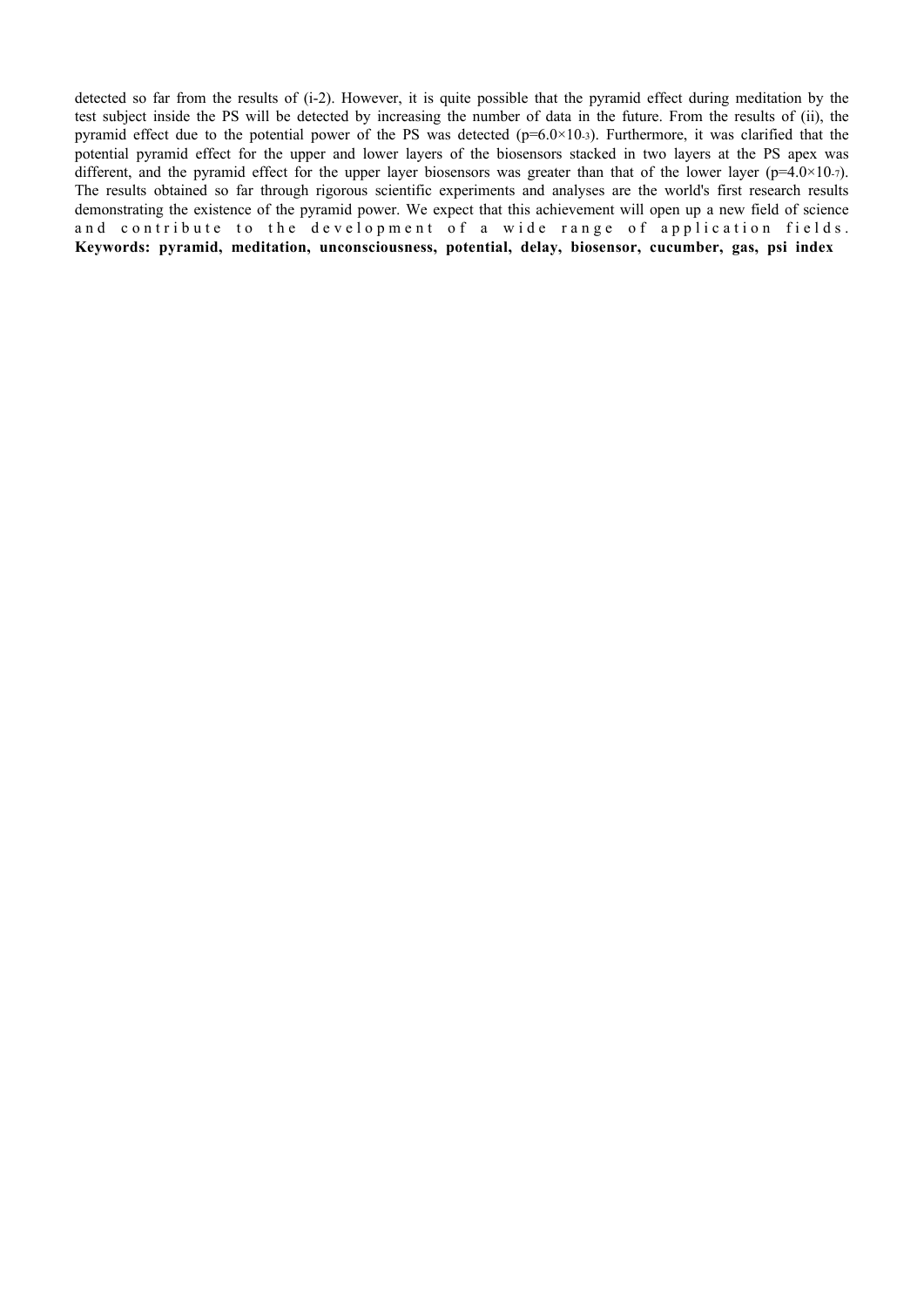detected so far from the results of (i-2). However, it is quite possible that the pyramid effect during meditation by the test subject inside the PS will be detected by increasing the number of data in the future. From the results of (ii), the pyramid effect due to the potential power of the PS was detected ($p=6.0\times10^{-3}$). Furthermore, it was clarified that the potential pyramid effect for the upper and lower layers of the biosensors stacked in two layers at the PS apex was different, and the pyramid effect for the upper layer biosensors was greater than that of the lower layer ($p=4.0\times10^{-7}$). The results obtained so far through rigorous scientific experiments and analyses are the world's first research results demonstrating the existence of the pyramid power. We expect that this achievement will open up a new field of science and contribute to the development of a wide range of application fields.

**Keywords: pyramid, meditation, unconsciousness, potential, delay, biosensor, cucumber, gas, psi index**